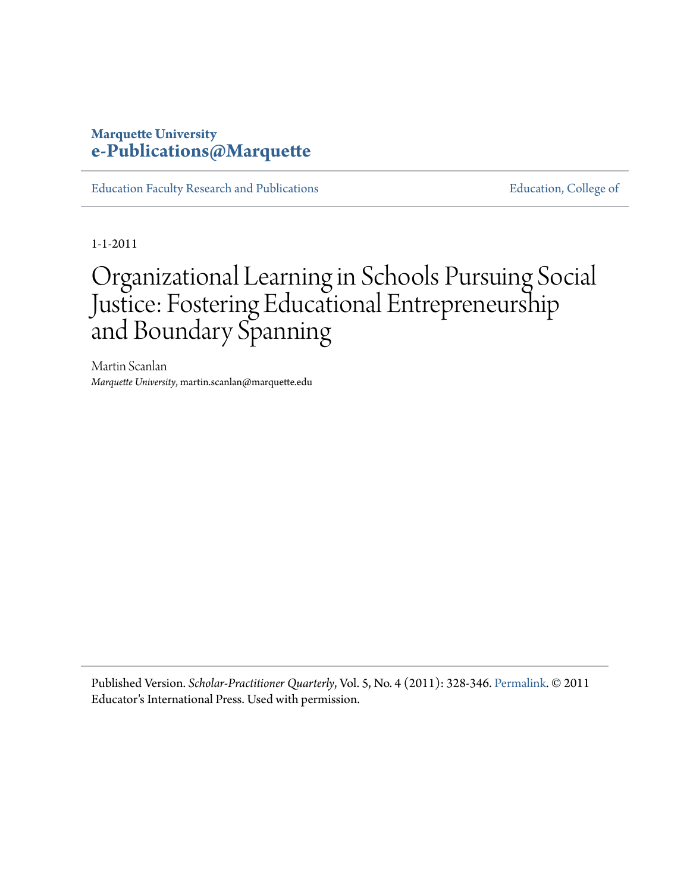Marquette University
**e-Publications@Marquette**

Education Faculty Research and Publications | Education, College of

1-1-2011

# Organizational Learning in Schools Pursuing Social Justice: Fostering Educational Entrepreneurship and Boundary Spanning

Martin Scanlan
*Marquette University*, martin.scanlan@marquette.edu

Published Version. *Scholar-Practitioner Quarterly*, Vol. 5, No. 4 (2011): 328-346. Permalink. © 2011 Educator's International Press. Used with permission.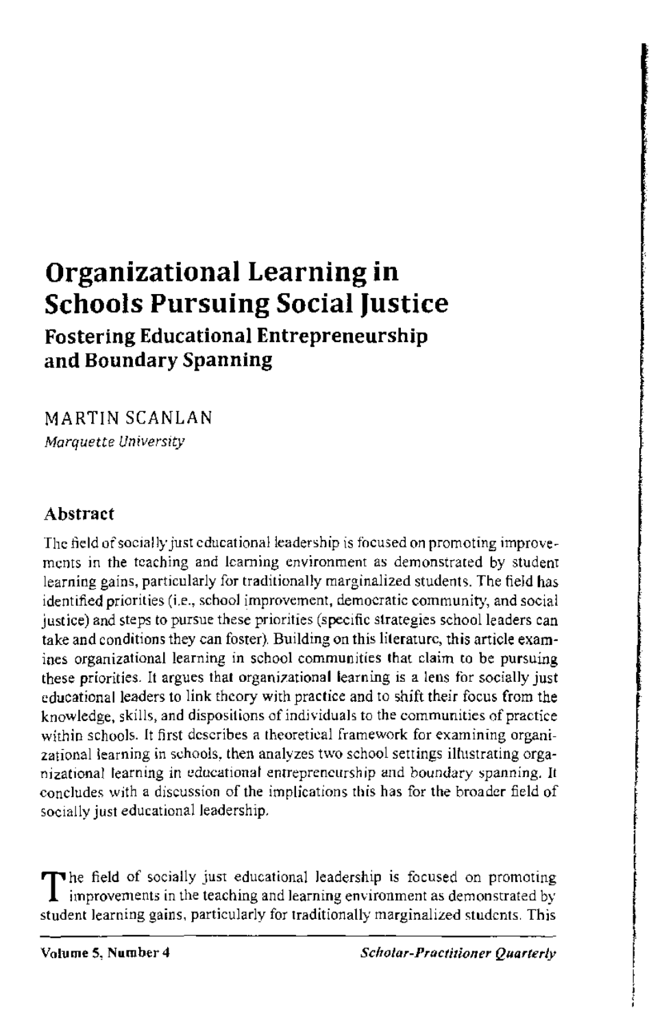# Organizational Learning in Schools Pursuing Social Justice

## Fostering Educational Entrepreneurship and Boundary Spanning

MARTIN SCANLAN
*Marquette University*

### Abstract

The field of socially just educational leadership is focused on promoting improvements in the teaching and learning environment as demonstrated by student learning gains, particularly for traditionally marginalized students. The field has identified priorities (i.e., school improvement, democratic community, and social justice) and steps to pursue these priorities (specific strategies school leaders can take and conditions they can foster). Building on this literature, this article examines organizational learning in school communities that claim to be pursuing these priorities. It argues that organizational learning is a lens for socially just educational leaders to link theory with practice and to shift their focus from the knowledge, skills, and dispositions of individuals to the communities of practice within schools. It first describes a theoretical framework for examining organizational learning in schools, then analyzes two school settings illustrating organizational learning in educational entrepreneurship and boundary spanning. It concludes with a discussion of the implications this has for the broader field of socially just educational leadership.

The field of socially just educational leadership is focused on promoting improvements in the teaching and learning environment as demonstrated by student learning gains, particularly for traditionally marginalized students. This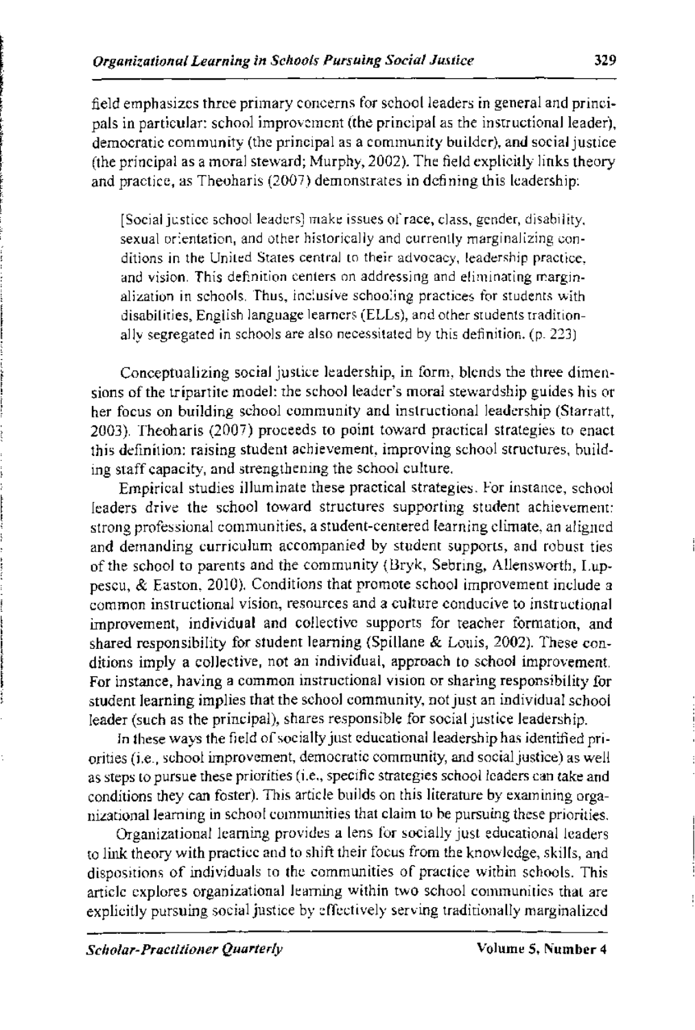field emphasizes three primary concerns for school leaders in general and principals in particular: school improvement (the principal as the instructional leader), democratic community (the principal as a community builder), and social justice (the principal as a moral steward; Murphy, 2002). The field explicitly links theory and practice, as Theoharis (2007) demonstrates in defining this leadership:

> [Social justice school leaders] make issues of race, class, gender, disability, sexual orientation, and other historically and currently marginalizing conditions in the United States central to their advocacy, leadership practice, and vision. This definition centers on addressing and eliminating marginalization in schools. Thus, inclusive schooling practices for students with disabilities, English language learners (ELLs), and other students traditionally segregated in schools are also necessitated by this definition. (p. 223)

Conceptualizing social justice leadership, in form, blends the three dimensions of the tripartite model: the school leader's moral stewardship guides his or her focus on building school community and instructional leadership (Starratt, 2003). Theoharis (2007) proceeds to point toward practical strategies to enact this definition: raising student achievement, improving school structures, building staff capacity, and strengthening the school culture.

Empirical studies illuminate these practical strategies. For instance, school leaders drive the school toward structures supporting student achievement: strong professional communities, a student-centered learning climate, an aligned and demanding curriculum accompanied by student supports, and robust ties of the school to parents and the community (Bryk, Sebring, Allensworth, Luppescu, & Easton, 2010). Conditions that promote school improvement include a common instructional vision, resources and a culture conducive to instructional improvement, individual and collective supports for teacher formation, and shared responsibility for student learning (Spillane & Louis, 2002). These conditions imply a collective, not an individual, approach to school improvement. For instance, having a common instructional vision or sharing responsibility for student learning implies that the school community, not just an individual school leader (such as the principal), shares responsible for social justice leadership.

In these ways the field of socially just educational leadership has identified priorities (i.e., school improvement, democratic community, and social justice) as well as steps to pursue these priorities (i.e., specific strategies school leaders can take and conditions they can foster). This article builds on this literature by examining organizational learning in school communities that claim to be pursuing these priorities.

Organizational learning provides a lens for socially just educational leaders to link theory with practice and to shift their focus from the knowledge, skills, and dispositions of individuals to the communities of practice within schools. This article explores organizational learning within two school communities that are explicitly pursuing social justice by effectively serving traditionally marginalized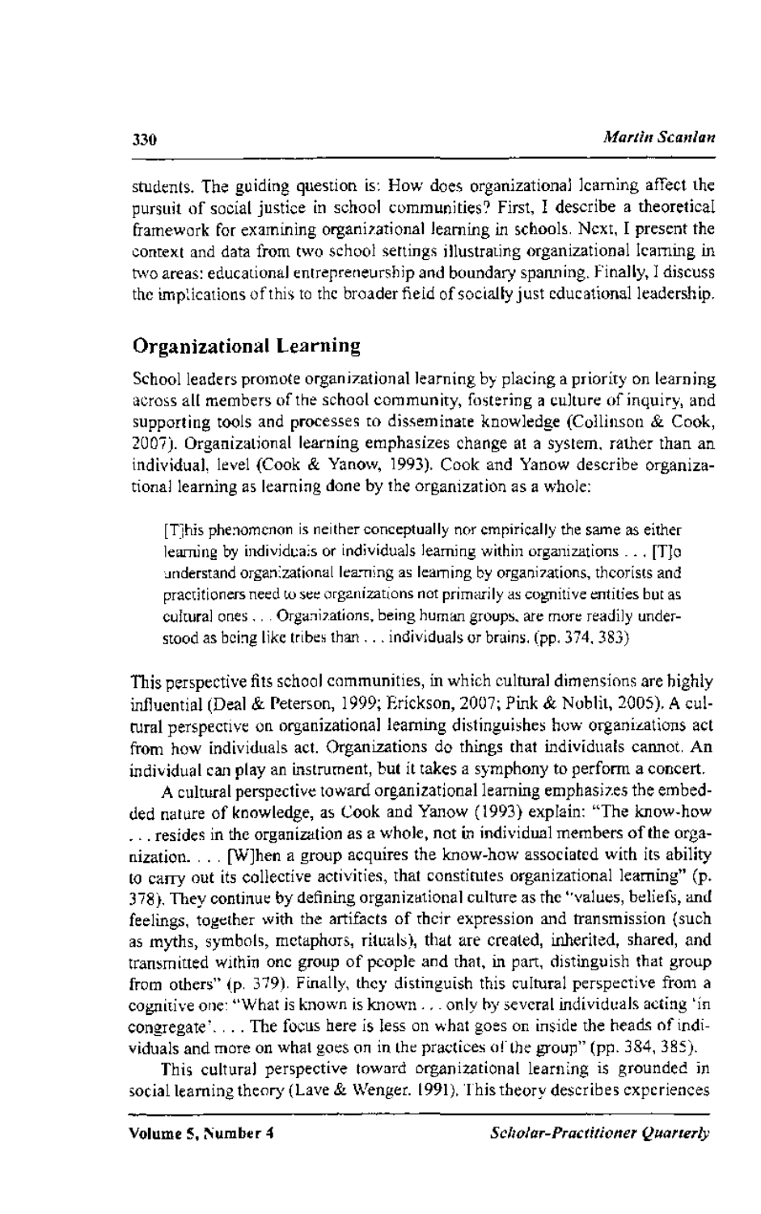students. The guiding question is: How does organizational learning affect the pursuit of social justice in school communities? First, I describe a theoretical framework for examining organizational learning in schools. Next, I present the context and data from two school settings illustrating organizational learning in two areas: educational entrepreneurship and boundary spanning. Finally, I discuss the implications of this to the broader field of socially just educational leadership.

## Organizational Learning

School leaders promote organizational learning by placing a priority on learning across all members of the school community, fostering a culture of inquiry, and supporting tools and processes to disseminate knowledge (Collinson & Cook, 2007). Organizational learning emphasizes change at a system, rather than an individual, level (Cook & Yanow, 1993). Cook and Yanow describe organizational learning as learning done by the organization as a whole:

> [T]his phenomenon is neither conceptually nor empirically the same as either learning by individuals or individuals learning within organizations . . . [T]o understand organizational learning as learning by organizations, theorists and practitioners need to see organizations not primarily as cognitive entities but as cultural ones . . . Organizations, being human groups, are more readily understood as being like tribes than . . . individuals or brains. (pp. 374, 383)

This perspective fits school communities, in which cultural dimensions are highly influential (Deal & Peterson, 1999; Erickson, 2007; Pink & Noblit, 2005). A cultural perspective on organizational learning distinguishes how organizations act from how individuals act. Organizations do things that individuals cannot. An individual can play an instrument, but it takes a symphony to perform a concert.

A cultural perspective toward organizational learning emphasizes the embedded nature of knowledge, as Cook and Yanow (1993) explain: "The know-how . . . resides in the organization as a whole, not in individual members of the organization. . . . [W]hen a group acquires the know-how associated with its ability to carry out its collective activities, that constitutes organizational learning" (p. 378). They continue by defining organizational culture as the "values, beliefs, and feelings, together with the artifacts of their expression and transmission (such as myths, symbols, metaphors, rituals), that are created, inherited, shared, and transmitted within one group of people and that, in part, distinguish that group from others" (p. 379). Finally, they distinguish this cultural perspective from a cognitive one: "What is known is known . . . only by several individuals acting 'in congregate'. . . . The focus here is less on what goes on inside the heads of individuals and more on what goes on in the practices of the group" (pp. 384, 385).

This cultural perspective toward organizational learning is grounded in social learning theory (Lave & Wenger, 1991). This theory describes experiences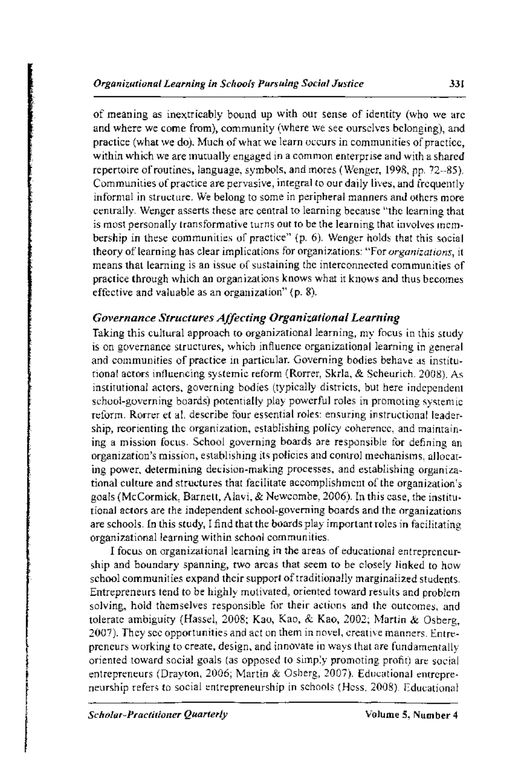of meaning as inextricably bound up with our sense of identity (who we are and where we come from), community (where we see ourselves belonging), and practice (what we do). Much of what we learn occurs in communities of practice, within which we are mutually engaged in a common enterprise and with a shared repertoire of routines, language, symbols, and mores (Wenger, 1998, pp. 72–85). Communities of practice are pervasive, integral to our daily lives, and frequently informal in structure. We belong to some in peripheral manners and others more centrally. Wenger asserts these are central to learning because "the learning that is most personally transformative turns out to be the learning that involves membership in these communities of practice" (p. 6). Wenger holds that this social theory of learning has clear implications for organizations: "For *organizations*, it means that learning is an issue of sustaining the interconnected communities of practice through which an organizations knows what it knows and thus becomes effective and valuable as an organization" (p. 8).

### *Governance Structures Affecting Organizational Learning*

Taking this cultural approach to organizational learning, my focus in this study is on governance structures, which influence organizational learning in general and communities of practice in particular. Governing bodies behave as institutional actors influencing systemic reform (Rorrer, Skrla, & Scheurich, 2008). As institutional actors, governing bodies (typically districts, but here independent school-governing boards) potentially play powerful roles in promoting systemic reform. Rorrer et al. describe four essential roles: ensuring instructional leadership, reorienting the organization, establishing policy coherence, and maintaining a mission focus. School governing boards are responsible for defining an organization's mission, establishing its policies and control mechanisms, allocating power, determining decision-making processes, and establishing organizational culture and structures that facilitate accomplishment of the organization's goals (McCormick, Barnett, Alavi, & Newcombe, 2006). In this case, the institutional actors are the independent school-governing boards and the organizations are schools. In this study, I find that the boards play important roles in facilitating organizational learning within school communities.

I focus on organizational learning in the areas of educational entrepreneurship and boundary spanning, two areas that seem to be closely linked to how school communities expand their support of traditionally marginalized students. Entrepreneurs tend to be highly motivated, oriented toward results and problem solving, hold themselves responsible for their actions and the outcomes, and tolerate ambiguity (Hassel, 2008; Kao, Kao, & Kao, 2002; Martin & Osberg, 2007). They see opportunities and act on them in novel, creative manners. Entrepreneurs working to create, design, and innovate in ways that are fundamentally oriented toward social goals (as opposed to simply promoting profit) are social entrepreneurs (Drayton, 2006; Martin & Osberg, 2007). Educational entrepreneurship refers to social entrepreneurship in schools (Hess, 2008). Educational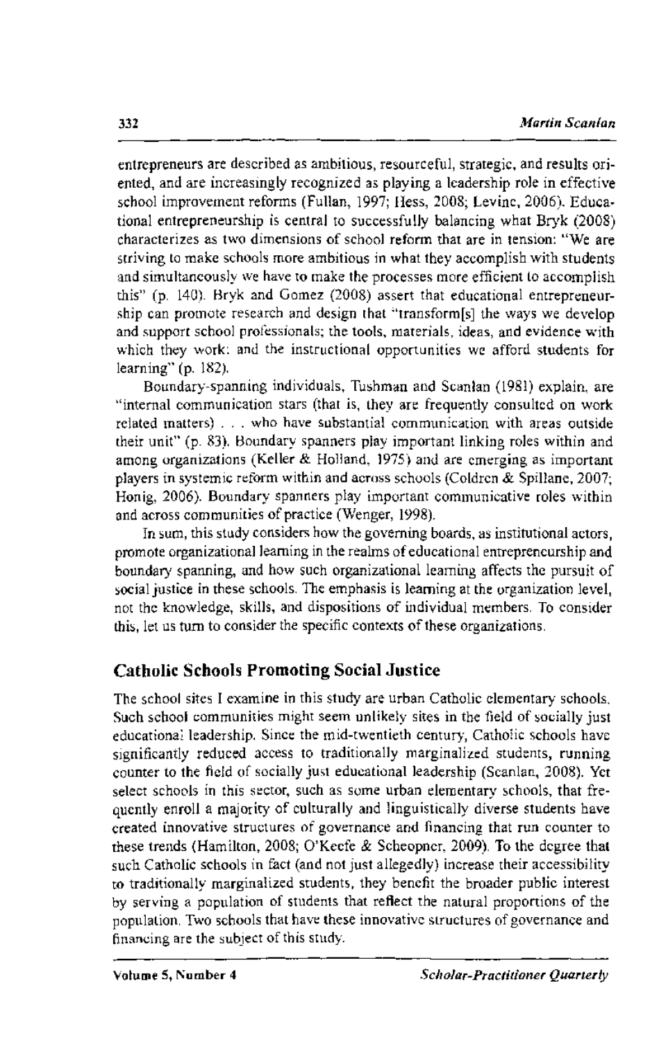entrepreneurs are described as ambitious, resourceful, strategic, and results oriented, and are increasingly recognized as playing a leadership role in effective school improvement reforms (Fullan, 1997; Hess, 2008; Levine, 2006). Educational entrepreneurship is central to successfully balancing what Bryk (2008) characterizes as two dimensions of school reform that are in tension: "We are striving to make schools more ambitious in what they accomplish with students and simultaneously we have to make the processes more efficient to accomplish this" (p. 140). Bryk and Gomez (2008) assert that educational entrepreneurship can promote research and design that "transform[s] the ways we develop and support school professionals; the tools, materials, ideas, and evidence with which they work: and the instructional opportunities we afford students for learning" (p. 182).

Boundary-spanning individuals, Tushman and Scanlan (1981) explain, are "internal communication stars (that is, they are frequently consulted on work related matters) . . . who have substantial communication with areas outside their unit" (p. 83). Boundary spanners play important linking roles within and among organizations (Keller & Holland, 1975) and are emerging as important players in systemic reform within and across schools (Coldren & Spillane, 2007; Honig, 2006). Boundary spanners play important communicative roles within and across communities of practice (Wenger, 1998).

In sum, this study considers how the governing boards, as institutional actors, promote organizational learning in the realms of educational entrepreneurship and boundary spanning, and how such organizational learning affects the pursuit of social justice in these schools. The emphasis is learning at the organization level, not the knowledge, skills, and dispositions of individual members. To consider this, let us turn to consider the specific contexts of these organizations.

## Catholic Schools Promoting Social Justice

The school sites I examine in this study are urban Catholic elementary schools. Such school communities might seem unlikely sites in the field of socially just educational leadership. Since the mid-twentieth century, Catholic schools have significantly reduced access to traditionally marginalized students, running counter to the field of socially just educational leadership (Scanlan, 2008). Yet select schools in this sector, such as some urban elementary schools, that frequently enroll a majority of culturally and linguistically diverse students have created innovative structures of governance and financing that run counter to these trends (Hamilton, 2008; O'Keefe & Scheopner, 2009). To the degree that such Catholic schools in fact (and not just allegedly) increase their accessibility to traditionally marginalized students, they benefit the broader public interest by serving a population of students that reflect the natural proportions of the population. Two schools that have these innovative structures of governance and financing are the subject of this study.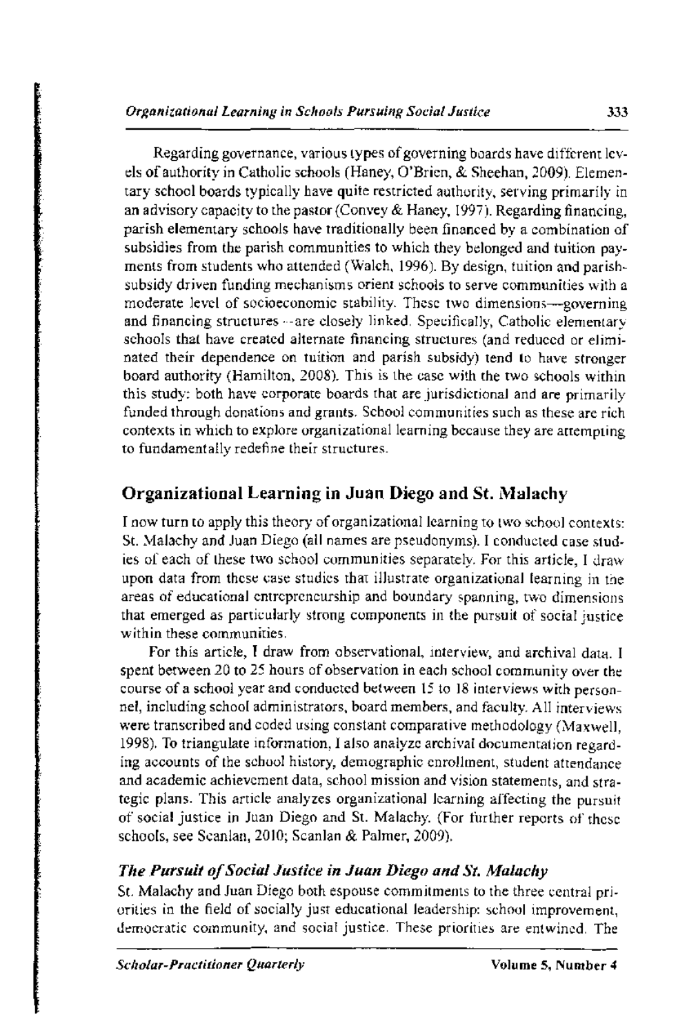Regarding governance, various types of governing boards have different levels of authority in Catholic schools (Haney, O'Brien, & Sheehan, 2009). Elementary school boards typically have quite restricted authority, serving primarily in an advisory capacity to the pastor (Convey & Haney, 1997). Regarding financing, parish elementary schools have traditionally been financed by a combination of subsidies from the parish communities to which they belonged and tuition payments from students who attended (Walch, 1996). By design, tuition and parish-subsidy driven funding mechanisms orient schools to serve communities with a moderate level of socioeconomic stability. These two dimensions—governing and financing structures—are closely linked. Specifically, Catholic elementary schools that have created alternate financing structures (and reduced or eliminated their dependence on tuition and parish subsidy) tend to have stronger board authority (Hamilton, 2008). This is the case with the two schools within this study: both have corporate boards that are jurisdictional and are primarily funded through donations and grants. School communities such as these are rich contexts in which to explore organizational learning because they are attempting to fundamentally redefine their structures.

## Organizational Learning in Juan Diego and St. Malachy

I now turn to apply this theory of organizational learning to two school contexts: St. Malachy and Juan Diego (all names are pseudonyms). I conducted case studies of each of these two school communities separately. For this article, I draw upon data from these case studies that illustrate organizational learning in the areas of educational entrepreneurship and boundary spanning, two dimensions that emerged as particularly strong components in the pursuit of social justice within these communities.

For this article, I draw from observational, interview, and archival data. I spent between 20 to 25 hours of observation in each school community over the course of a school year and conducted between 15 to 18 interviews with personnel, including school administrators, board members, and faculty. All interviews were transcribed and coded using constant comparative methodology (Maxwell, 1998). To triangulate information, I also analyze archival documentation regarding accounts of the school history, demographic enrollment, student attendance and academic achievement data, school mission and vision statements, and strategic plans. This article analyzes organizational learning affecting the pursuit of social justice in Juan Diego and St. Malachy. (For further reports of these schools, see Scanlan, 2010; Scanlan & Palmer, 2009).

### *The Pursuit of Social Justice in Juan Diego and St. Malachy*

St. Malachy and Juan Diego both espouse commitments to the three central priorities in the field of socially just educational leadership: school improvement, democratic community, and social justice. These priorities are entwined. The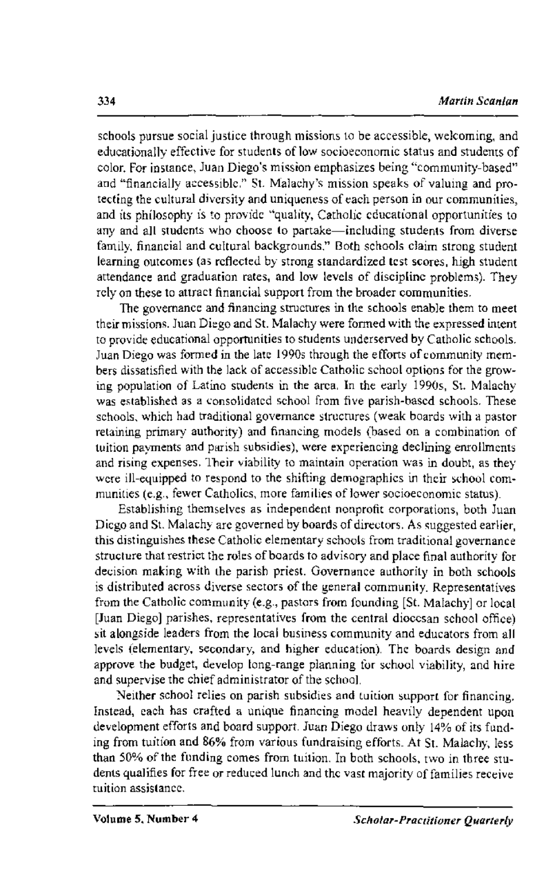schools pursue social justice through missions to be accessible, welcoming, and educationally effective for students of low socioeconomic status and students of color. For instance, Juan Diego's mission emphasizes being "community-based" and "financially accessible." St. Malachy's mission speaks of valuing and protecting the cultural diversity and uniqueness of each person in our communities, and its philosophy is to provide "quality, Catholic educational opportunities to any and all students who choose to partake—including students from diverse family, financial and cultural backgrounds." Both schools claim strong student learning outcomes (as reflected by strong standardized test scores, high student attendance and graduation rates, and low levels of discipline problems). They rely on these to attract financial support from the broader communities.

The governance and financing structures in the schools enable them to meet their missions. Juan Diego and St. Malachy were formed with the expressed intent to provide educational opportunities to students underserved by Catholic schools. Juan Diego was formed in the late 1990s through the efforts of community members dissatisfied with the lack of accessible Catholic school options for the growing population of Latino students in the area. In the early 1990s, St. Malachy was established as a consolidated school from five parish-based schools. These schools, which had traditional governance structures (weak boards with a pastor retaining primary authority) and financing models (based on a combination of tuition payments and parish subsidies), were experiencing declining enrollments and rising expenses. Their viability to maintain operation was in doubt, as they were ill-equipped to respond to the shifting demographics in their school communities (e.g., fewer Catholics, more families of lower socioeconomic status).

Establishing themselves as independent nonprofit corporations, both Juan Diego and St. Malachy are governed by boards of directors. As suggested earlier, this distinguishes these Catholic elementary schools from traditional governance structure that restrict the roles of boards to advisory and place final authority for decision making with the parish priest. Governance authority in both schools is distributed across diverse sectors of the general community. Representatives from the Catholic community (e.g., pastors from founding [St. Malachy] or local [Juan Diego] parishes, representatives from the central diocesan school office) sit alongside leaders from the local business community and educators from all levels (elementary, secondary, and higher education). The boards design and approve the budget, develop long-range planning for school viability, and hire and supervise the chief administrator of the school.

Neither school relies on parish subsidies and tuition support for financing. Instead, each has crafted a unique financing model heavily dependent upon development efforts and board support. Juan Diego draws only 14% of its funding from tuition and 86% from various fundraising efforts. At St. Malachy, less than 50% of the funding comes from tuition. In both schools, two in three students qualifies for free or reduced lunch and the vast majority of families receive tuition assistance.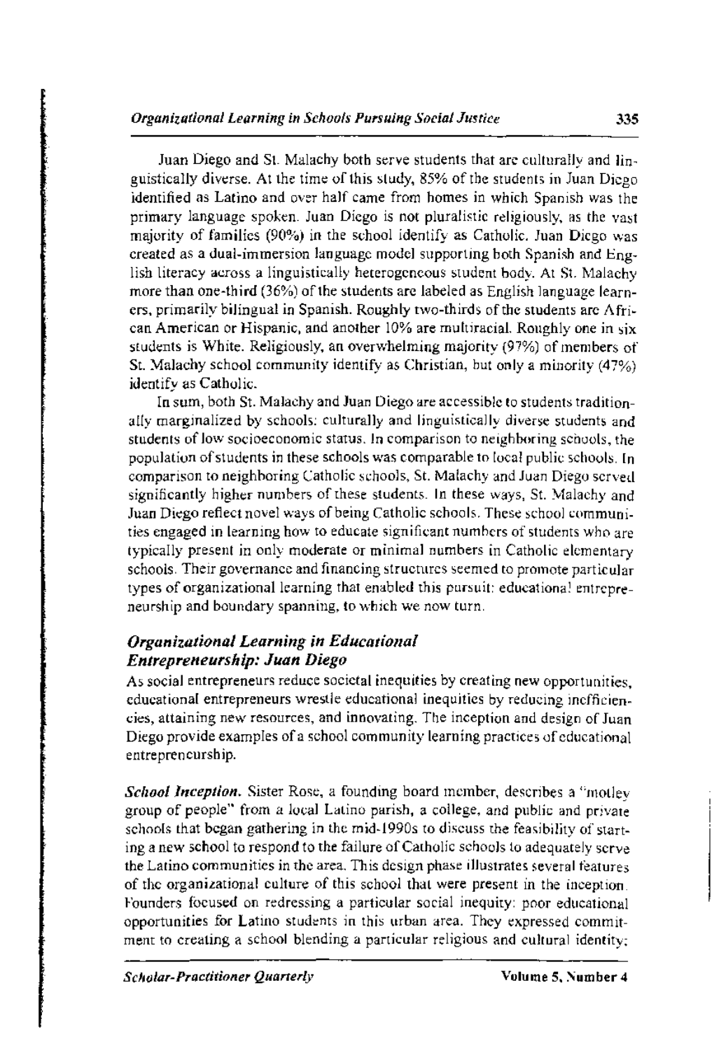Juan Diego and St. Malachy both serve students that are culturally and linguistically diverse. At the time of this study, 85% of the students in Juan Diego identified as Latino and over half came from homes in which Spanish was the primary language spoken. Juan Diego is not pluralistic religiously, as the vast majority of families (90%) in the school identify as Catholic. Juan Diego was created as a dual-immersion language model supporting both Spanish and English literacy across a linguistically heterogeneous student body. At St. Malachy more than one-third (36%) of the students are labeled as English language learners, primarily bilingual in Spanish. Roughly two-thirds of the students are African American or Hispanic, and another 10% are multiracial. Roughly one in six students is White. Religiously, an overwhelming majority (97%) of members of St. Malachy school community identify as Christian, but only a minority (47%) identify as Catholic.

In sum, both St. Malachy and Juan Diego are accessible to students traditionally marginalized by schools: culturally and linguistically diverse students and students of low socioeconomic status. In comparison to neighboring schools, the population of students in these schools was comparable to local public schools. In comparison to neighboring Catholic schools, St. Malachy and Juan Diego served significantly higher numbers of these students. In these ways, St. Malachy and Juan Diego reflect novel ways of being Catholic schools. These school communities engaged in learning how to educate significant numbers of students who are typically present in only moderate or minimal numbers in Catholic elementary schools. Their governance and financing structures seemed to promote particular types of organizational learning that enabled this pursuit: educational entrepreneurship and boundary spanning, to which we now turn.

## *Organizational Learning in Educational Entrepreneurship: Juan Diego*

As social entrepreneurs reduce societal inequities by creating new opportunities, educational entrepreneurs wrestle educational inequities by reducing inefficiencies, attaining new resources, and innovating. The inception and design of Juan Diego provide examples of a school community learning practices of educational entrepreneurship.

***School Inception.*** Sister Rose, a founding board member, describes a "motley group of people" from a local Latino parish, a college, and public and private schools that began gathering in the mid-1990s to discuss the feasibility of starting a new school to respond to the failure of Catholic schools to adequately serve the Latino communities in the area. This design phase illustrates several features of the organizational culture of this school that were present in the inception. Founders focused on redressing a particular social inequity: poor educational opportunities for Latino students in this urban area. They expressed commitment to creating a school blending a particular religious and cultural identity;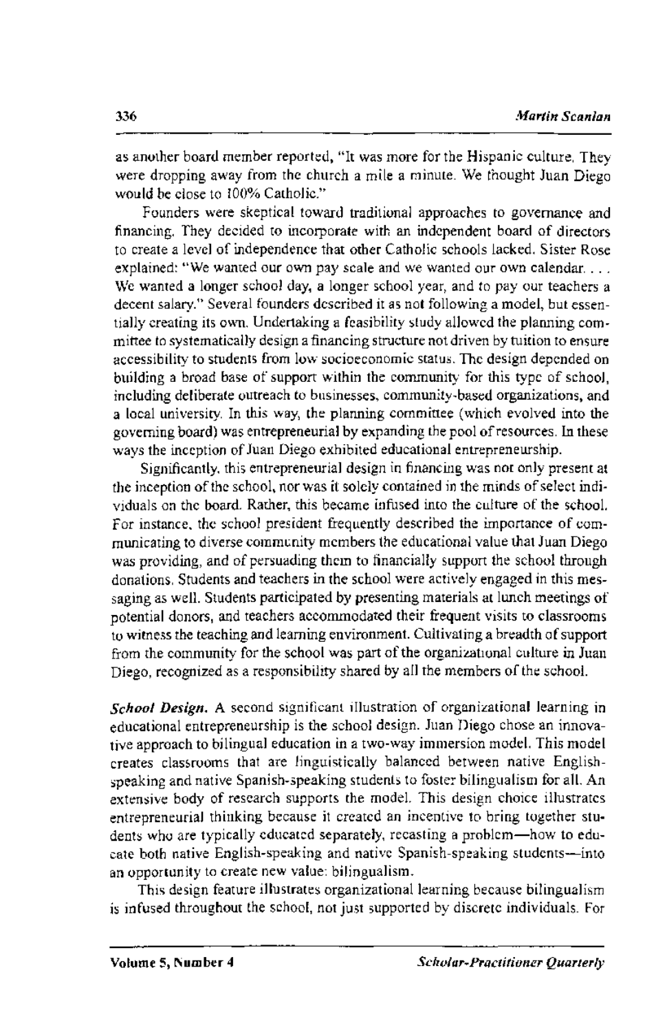as another board member reported, "It was more for the Hispanic culture. They were dropping away from the church a mile a minute. We thought Juan Diego would be close to 100% Catholic."

Founders were skeptical toward traditional approaches to governance and financing. They decided to incorporate with an independent board of directors to create a level of independence that other Catholic schools lacked. Sister Rose explained: "We wanted our own pay scale and we wanted our own calendar. . . . We wanted a longer school day, a longer school year, and to pay our teachers a decent salary." Several founders described it as not following a model, but essentially creating its own. Undertaking a feasibility study allowed the planning committee to systematically design a financing structure not driven by tuition to ensure accessibility to students from low socioeconomic status. The design depended on building a broad base of support within the community for this type of school, including deliberate outreach to businesses, community-based organizations, and a local university. In this way, the planning committee (which evolved into the governing board) was entrepreneurial by expanding the pool of resources. In these ways the inception of Juan Diego exhibited educational entrepreneurship.

Significantly, this entrepreneurial design in financing was not only present at the inception of the school, nor was it solely contained in the minds of select individuals on the board. Rather, this became infused into the culture of the school. For instance, the school president frequently described the importance of communicating to diverse community members the educational value that Juan Diego was providing, and of persuading them to financially support the school through donations. Students and teachers in the school were actively engaged in this messaging as well. Students participated by presenting materials at lunch meetings of potential donors, and teachers accommodated their frequent visits to classrooms to witness the teaching and learning environment. Cultivating a breadth of support from the community for the school was part of the organizational culture in Juan Diego, recognized as a responsibility shared by all the members of the school.

***School Design.*** A second significant illustration of organizational learning in educational entrepreneurship is the school design. Juan Diego chose an innovative approach to bilingual education in a two-way immersion model. This model creates classrooms that are linguistically balanced between native English-speaking and native Spanish-speaking students to foster bilingualism for all. An extensive body of research supports the model. This design choice illustrates entrepreneurial thinking because it created an incentive to bring together students who are typically educated separately, recasting a problem—how to educate both native English-speaking and native Spanish-speaking students—into an opportunity to create new value: bilingualism.

This design feature illustrates organizational learning because bilingualism is infused throughout the school, not just supported by discrete individuals. For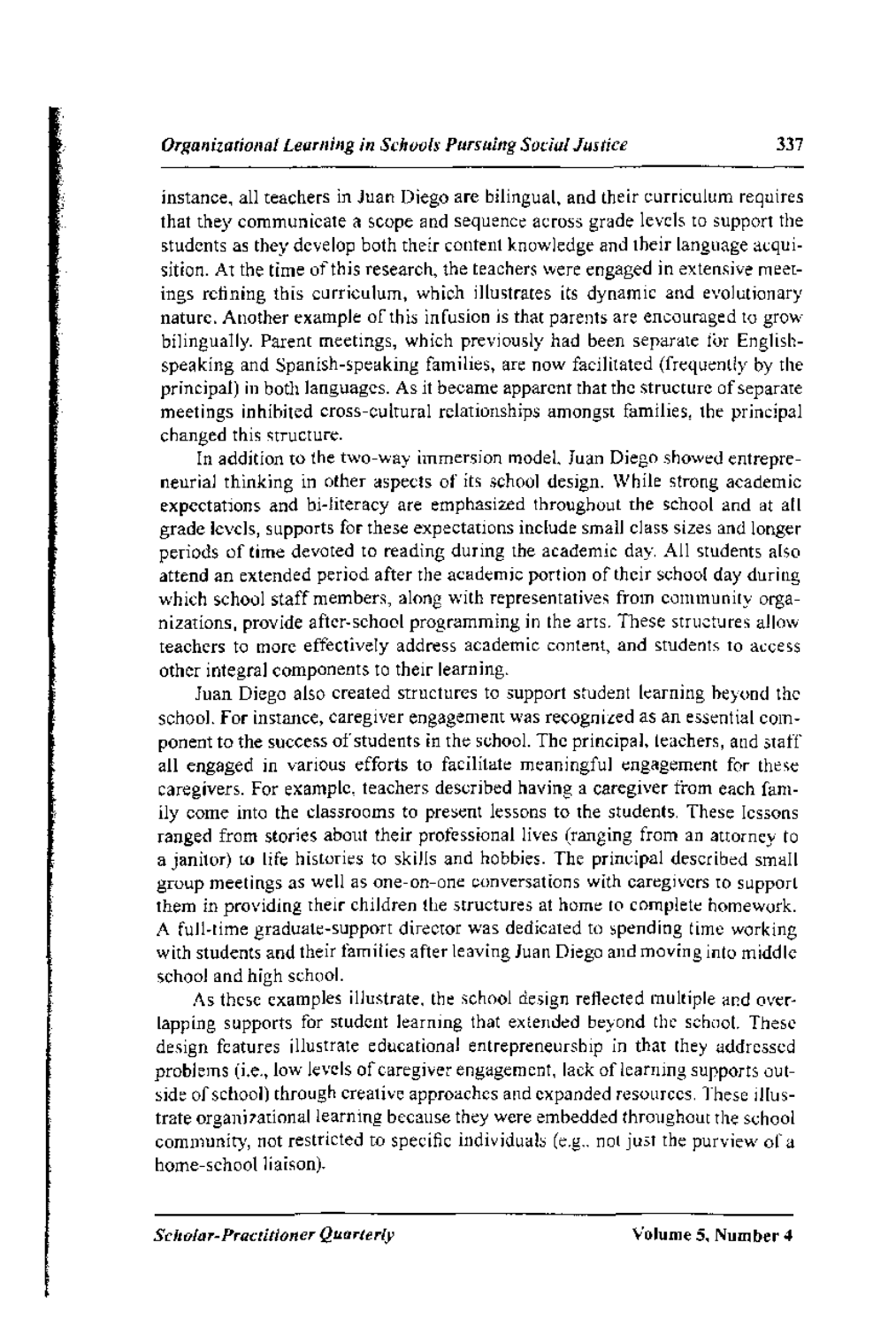instance, all teachers in Juan Diego are bilingual, and their curriculum requires that they communicate a scope and sequence across grade levels to support the students as they develop both their content knowledge and their language acquisition. At the time of this research, the teachers were engaged in extensive meetings refining this curriculum, which illustrates its dynamic and evolutionary nature. Another example of this infusion is that parents are encouraged to grow bilingually. Parent meetings, which previously had been separate for English-speaking and Spanish-speaking families, are now facilitated (frequently by the principal) in both languages. As it became apparent that the structure of separate meetings inhibited cross-cultural relationships amongst families, the principal changed this structure.

In addition to the two-way immersion model, Juan Diego showed entrepreneurial thinking in other aspects of its school design. While strong academic expectations and bi-literacy are emphasized throughout the school and at all grade levels, supports for these expectations include small class sizes and longer periods of time devoted to reading during the academic day. All students also attend an extended period after the academic portion of their school day during which school staff members, along with representatives from community organizations, provide after-school programming in the arts. These structures allow teachers to more effectively address academic content, and students to access other integral components to their learning.

Juan Diego also created structures to support student learning beyond the school. For instance, caregiver engagement was recognized as an essential component to the success of students in the school. The principal, teachers, and staff all engaged in various efforts to facilitate meaningful engagement for these caregivers. For example, teachers described having a caregiver from each family come into the classrooms to present lessons to the students. These lessons ranged from stories about their professional lives (ranging from an attorney to a janitor) to life histories to skills and hobbies. The principal described small group meetings as well as one-on-one conversations with caregivers to support them in providing their children the structures at home to complete homework. A full-time graduate-support director was dedicated to spending time working with students and their families after leaving Juan Diego and moving into middle school and high school.

As these examples illustrate, the school design reflected multiple and overlapping supports for student learning that extended beyond the school. These design features illustrate educational entrepreneurship in that they addressed problems (i.e., low levels of caregiver engagement, lack of learning supports outside of school) through creative approaches and expanded resources. These illustrate organizational learning because they were embedded throughout the school community, not restricted to specific individuals (e.g., not just the purview of a home-school liaison).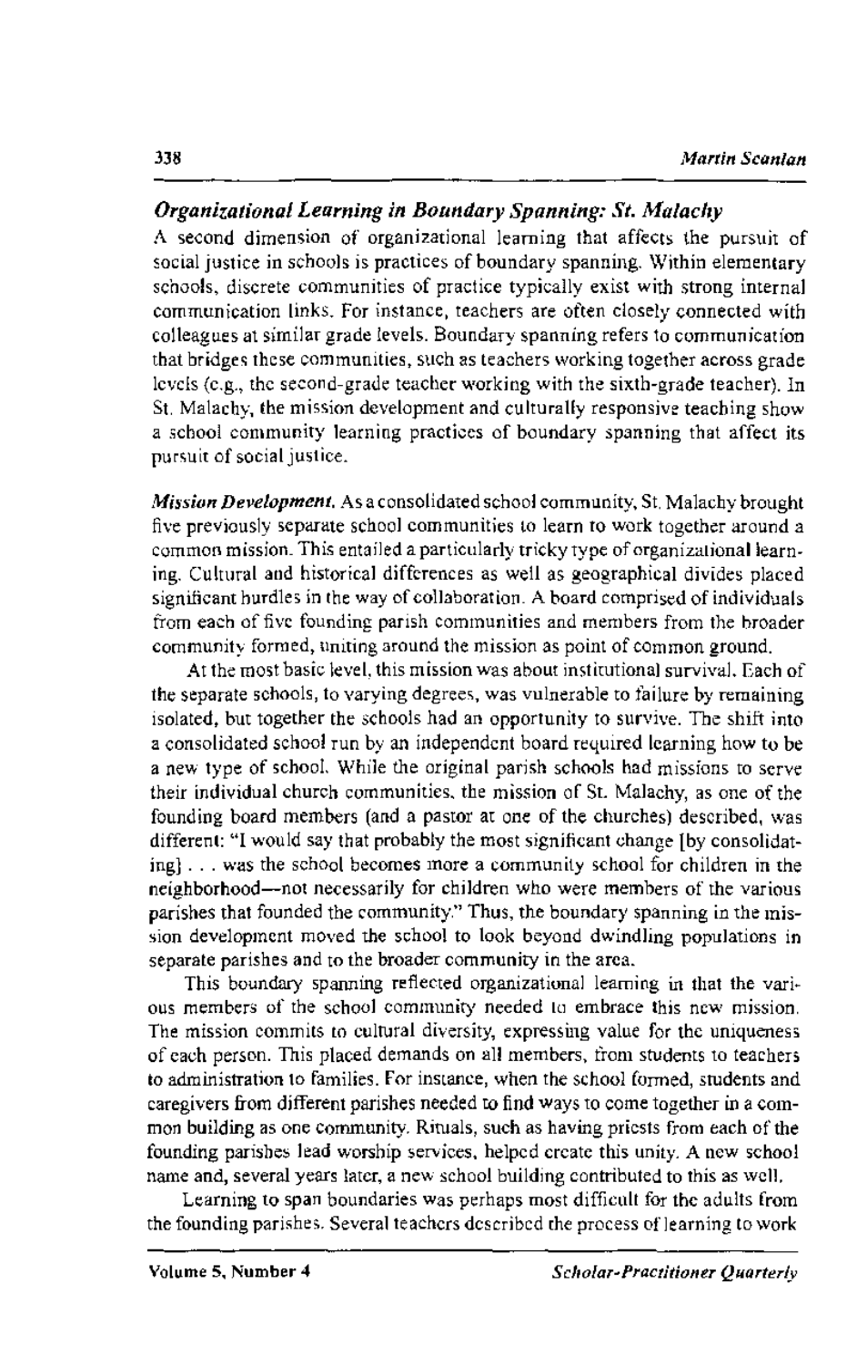### *Organizational Learning in Boundary Spanning: St. Malachy*

A second dimension of organizational learning that affects the pursuit of social justice in schools is practices of boundary spanning. Within elementary schools, discrete communities of practice typically exist with strong internal communication links. For instance, teachers are often closely connected with colleagues at similar grade levels. Boundary spanning refers to communication that bridges these communities, such as teachers working together across grade levels (e.g., the second-grade teacher working with the sixth-grade teacher). In St. Malachy, the mission development and culturally responsive teaching show a school community learning practices of boundary spanning that affect its pursuit of social justice.

***Mission Development.*** As a consolidated school community, St. Malachy brought five previously separate school communities to learn to work together around a common mission. This entailed a particularly tricky type of organizational learning. Cultural and historical differences as well as geographical divides placed significant hurdles in the way of collaboration. A board comprised of individuals from each of five founding parish communities and members from the broader community formed, uniting around the mission as point of common ground.

At the most basic level, this mission was about institutional survival. Each of the separate schools, to varying degrees, was vulnerable to failure by remaining isolated, but together the schools had an opportunity to survive. The shift into a consolidated school run by an independent board required learning how to be a new type of school. While the original parish schools had missions to serve their individual church communities, the mission of St. Malachy, as one of the founding board members (and a pastor at one of the churches) described, was different: "I would say that probably the most significant change [by consolidating] . . . was the school becomes more a community school for children in the neighborhood—not necessarily for children who were members of the various parishes that founded the community." Thus, the boundary spanning in the mission development moved the school to look beyond dwindling populations in separate parishes and to the broader community in the area.

This boundary spanning reflected organizational learning in that the various members of the school community needed to embrace this new mission. The mission commits to cultural diversity, expressing value for the uniqueness of each person. This placed demands on all members, from students to teachers to administration to families. For instance, when the school formed, students and caregivers from different parishes needed to find ways to come together in a common building as one community. Rituals, such as having priests from each of the founding parishes lead worship services, helped create this unity. A new school name and, several years later, a new school building contributed to this as well.

Learning to span boundaries was perhaps most difficult for the adults from the founding parishes. Several teachers described the process of learning to work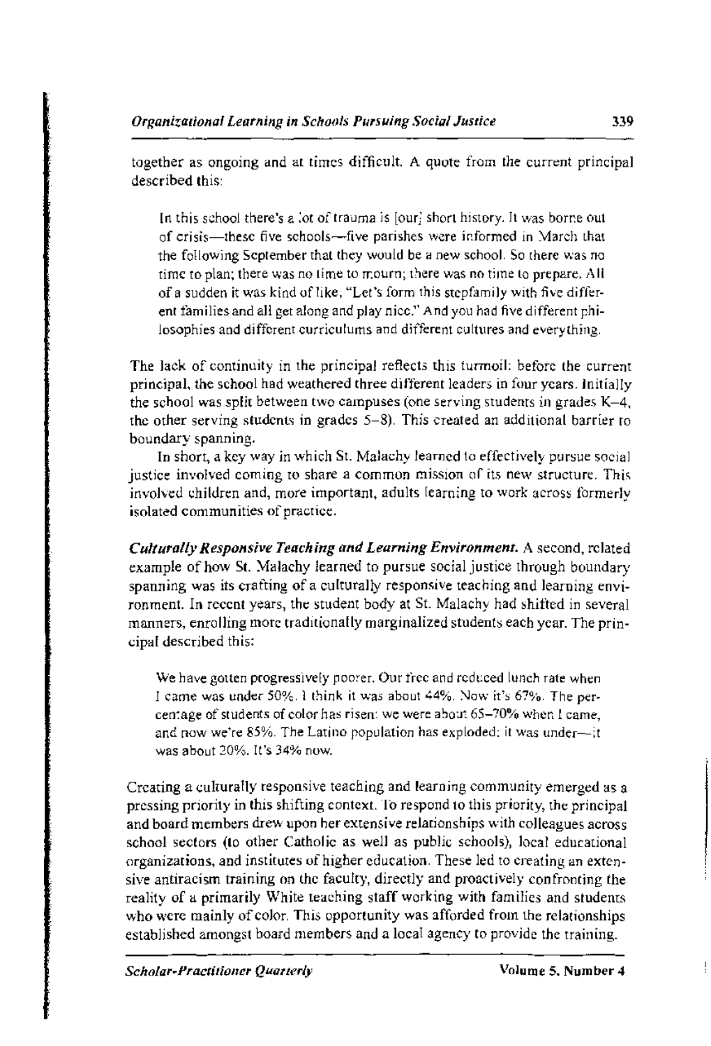together as ongoing and at times difficult. A quote from the current principal described this:

> In this school there's a lot of trauma is [our] short history. It was borne out of crisis—these five schools—five parishes were informed in March that the following September that they would be a new school. So there was no time to plan; there was no time to mourn; there was no time to prepare. All of a sudden it was kind of like, "Let's form this stepfamily with five different families and all get along and play nice." And you had five different philosophies and different curriculums and different cultures and everything.

The lack of continuity in the principal reflects this turmoil: before the current principal, the school had weathered three different leaders in four years. Initially the school was split between two campuses (one serving students in grades K–4, the other serving students in grades 5–8). This created an additional barrier to boundary spanning.

In short, a key way in which St. Malachy learned to effectively pursue social justice involved coming to share a common mission of its new structure. This involved children and, more important, adults learning to work across formerly isolated communities of practice.

***Culturally Responsive Teaching and Learning Environment.*** A second, related example of how St. Malachy learned to pursue social justice through boundary spanning was its crafting of a culturally responsive teaching and learning environment. In recent years, the student body at St. Malachy had shifted in several manners, enrolling more traditionally marginalized students each year. The principal described this:

> We have gotten progressively poorer. Our free and reduced lunch rate when I came was under 50%. I think it was about 44%. Now it's 67%. The percentage of students of color has risen: we were about 65–70% when I came, and now we're 85%. The Latino population has exploded: it was under—it was about 20%. It's 34% now.

Creating a culturally responsive teaching and learning community emerged as a pressing priority in this shifting context. To respond to this priority, the principal and board members drew upon her extensive relationships with colleagues across school sectors (to other Catholic as well as public schools), local educational organizations, and institutes of higher education. These led to creating an extensive antiracism training on the faculty, directly and proactively confronting the reality of a primarily White teaching staff working with families and students who were mainly of color. This opportunity was afforded from the relationships established amongst board members and a local agency to provide the training.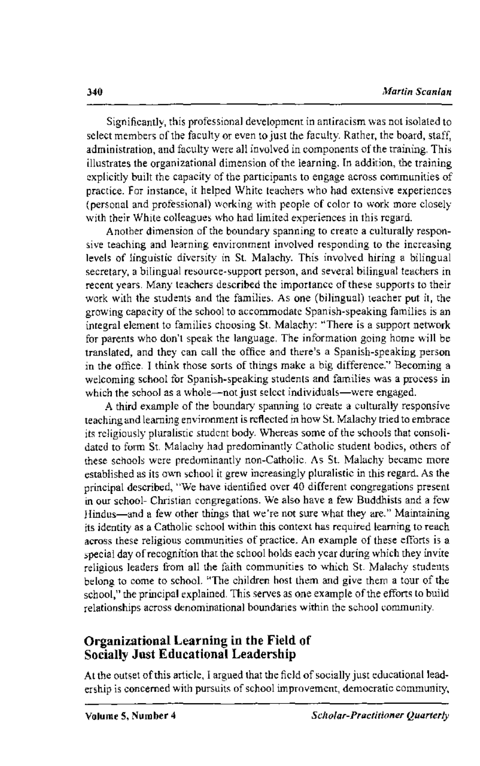Significantly, this professional development in antiracism was not isolated to select members of the faculty or even to just the faculty. Rather, the board, staff, administration, and faculty were all involved in components of the training. This illustrates the organizational dimension of the learning. In addition, the training explicitly built the capacity of the participants to engage across communities of practice. For instance, it helped White teachers who had extensive experiences (personal and professional) working with people of color to work more closely with their White colleagues who had limited experiences in this regard.

Another dimension of the boundary spanning to create a culturally responsive teaching and learning environment involved responding to the increasing levels of linguistic diversity in St. Malachy. This involved hiring a bilingual secretary, a bilingual resource-support person, and several bilingual teachers in recent years. Many teachers described the importance of these supports to their work with the students and the families. As one (bilingual) teacher put it, the growing capacity of the school to accommodate Spanish-speaking families is an integral element to families choosing St. Malachy: "There is a support network for parents who don't speak the language. The information going home will be translated, and they can call the office and there's a Spanish-speaking person in the office. I think those sorts of things make a big difference." Becoming a welcoming school for Spanish-speaking students and families was a process in which the school as a whole—not just select individuals—were engaged.

A third example of the boundary spanning to create a culturally responsive teaching and learning environment is reflected in how St. Malachy tried to embrace its religiously pluralistic student body. Whereas some of the schools that consolidated to form St. Malachy had predominantly Catholic student bodies, others of these schools were predominantly non-Catholic. As St. Malachy became more established as its own school it grew increasingly pluralistic in this regard. As the principal described, "We have identified over 40 different congregations present in our school- Christian congregations. We also have a few Buddhists and a few Hindus—and a few other things that we're not sure what they are." Maintaining its identity as a Catholic school within this context has required learning to reach across these religious communities of practice. An example of these efforts is a special day of recognition that the school holds each year during which they invite religious leaders from all the faith communities to which St. Malachy students belong to come to school. "The children host them and give them a tour of the school," the principal explained. This serves as one example of the efforts to build relationships across denominational boundaries within the school community.

## Organizational Learning in the Field of Socially Just Educational Leadership

At the outset of this article, I argued that the field of socially just educational leadership is concerned with pursuits of school improvement, democratic community,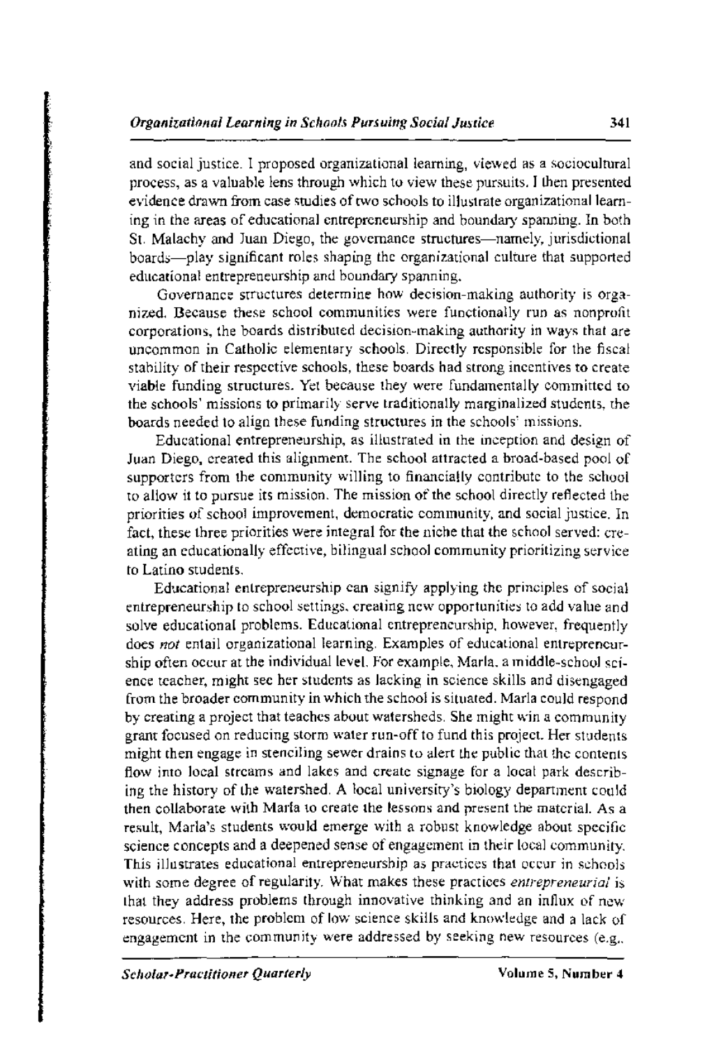and social justice. I proposed organizational learning, viewed as a sociocultural process, as a valuable lens through which to view these pursuits. I then presented evidence drawn from case studies of two schools to illustrate organizational learning in the areas of educational entrepreneurship and boundary spanning. In both St. Malachy and Juan Diego, the governance structures—namely, jurisdictional boards—play significant roles shaping the organizational culture that supported educational entrepreneurship and boundary spanning.

Governance structures determine how decision-making authority is organized. Because these school communities were functionally run as nonprofit corporations, the boards distributed decision-making authority in ways that are uncommon in Catholic elementary schools. Directly responsible for the fiscal stability of their respective schools, these boards had strong incentives to create viable funding structures. Yet because they were fundamentally committed to the schools' missions to primarily serve traditionally marginalized students, the boards needed to align these funding structures in the schools' missions.

Educational entrepreneurship, as illustrated in the inception and design of Juan Diego, created this alignment. The school attracted a broad-based pool of supporters from the community willing to financially contribute to the school to allow it to pursue its mission. The mission of the school directly reflected the priorities of school improvement, democratic community, and social justice. In fact, these three priorities were integral for the niche that the school served: creating an educationally effective, bilingual school community prioritizing service to Latino students.

Educational entrepreneurship can signify applying the principles of social entrepreneurship to school settings, creating new opportunities to add value and solve educational problems. Educational entrepreneurship, however, frequently does *not* entail organizational learning. Examples of educational entrepreneurship often occur at the individual level. For example, Marla, a middle-school science teacher, might see her students as lacking in science skills and disengaged from the broader community in which the school is situated. Marla could respond by creating a project that teaches about watersheds. She might win a community grant focused on reducing storm water run-off to fund this project. Her students might then engage in stenciling sewer drains to alert the public that the contents flow into local streams and lakes and create signage for a local park describing the history of the watershed. A local university's biology department could then collaborate with Marla to create the lessons and present the material. As a result, Marla's students would emerge with a robust knowledge about specific science concepts and a deepened sense of engagement in their local community. This illustrates educational entrepreneurship as practices that occur in schools with some degree of regularity. What makes these practices *entrepreneurial* is that they address problems through innovative thinking and an influx of new resources. Here, the problem of low science skills and knowledge and a lack of engagement in the community were addressed by seeking new resources (e.g.,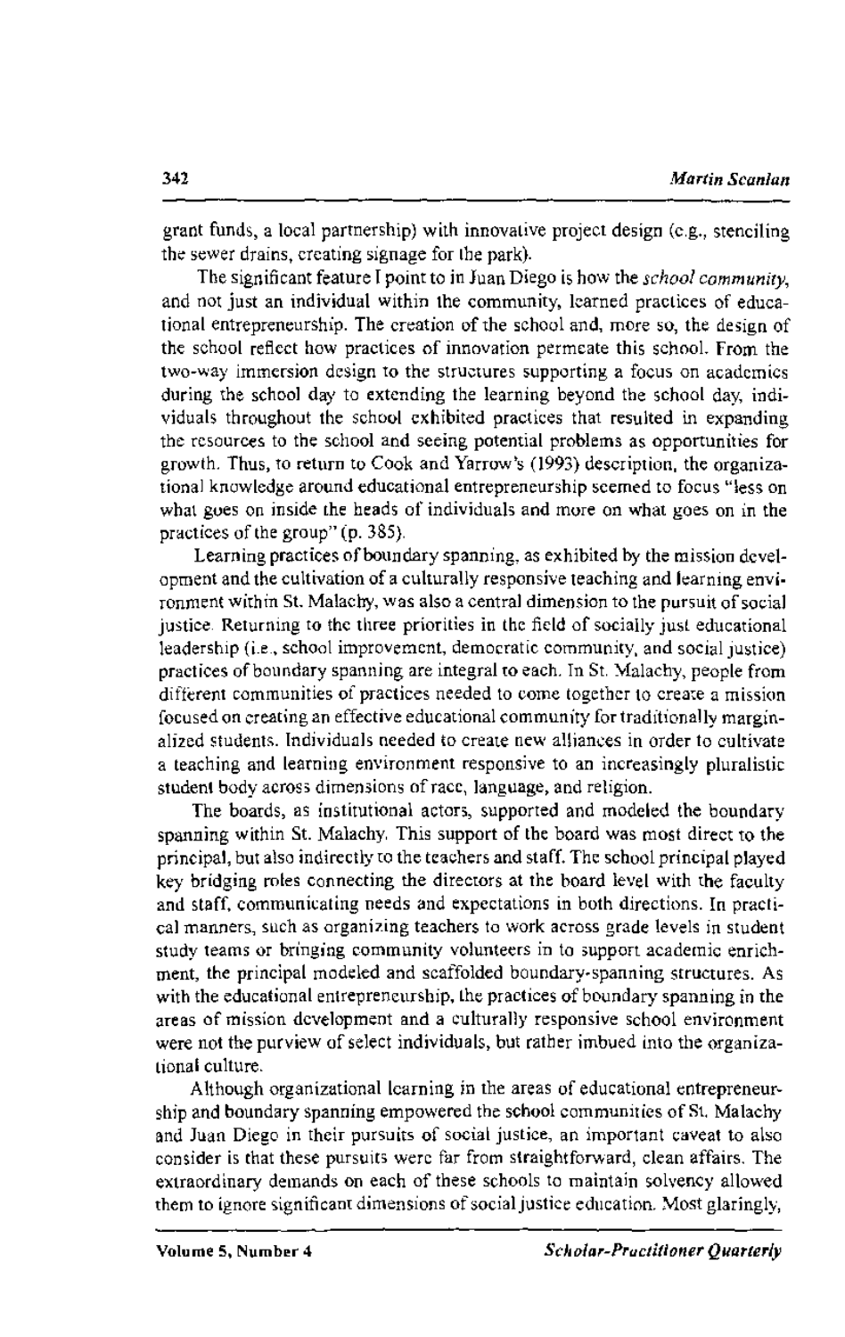grant funds, a local partnership) with innovative project design (e.g., stenciling the sewer drains, creating signage for the park).

The significant feature I point to in Juan Diego is how the *school community*, and not just an individual within the community, learned practices of educational entrepreneurship. The creation of the school and, more so, the design of the school reflect how practices of innovation permeate this school. From the two-way immersion design to the structures supporting a focus on academics during the school day to extending the learning beyond the school day, individuals throughout the school exhibited practices that resulted in expanding the resources to the school and seeing potential problems as opportunities for growth. Thus, to return to Cook and Yarrow's (1993) description, the organizational knowledge around educational entrepreneurship seemed to focus "less on what goes on inside the heads of individuals and more on what goes on in the practices of the group" (p. 385).

Learning practices of boundary spanning, as exhibited by the mission development and the cultivation of a culturally responsive teaching and learning environment within St. Malachy, was also a central dimension to the pursuit of social justice. Returning to the three priorities in the field of socially just educational leadership (i.e., school improvement, democratic community, and social justice) practices of boundary spanning are integral to each. In St. Malachy, people from different communities of practices needed to come together to create a mission focused on creating an effective educational community for traditionally marginalized students. Individuals needed to create new alliances in order to cultivate a teaching and learning environment responsive to an increasingly pluralistic student body across dimensions of race, language, and religion.

The boards, as institutional actors, supported and modeled the boundary spanning within St. Malachy. This support of the board was most direct to the principal, but also indirectly to the teachers and staff. The school principal played key bridging roles connecting the directors at the board level with the faculty and staff, communicating needs and expectations in both directions. In practical manners, such as organizing teachers to work across grade levels in student study teams or bringing community volunteers in to support academic enrichment, the principal modeled and scaffolded boundary-spanning structures. As with the educational entrepreneurship, the practices of boundary spanning in the areas of mission development and a culturally responsive school environment were not the purview of select individuals, but rather imbued into the organizational culture.

Although organizational learning in the areas of educational entrepreneurship and boundary spanning empowered the school communities of St. Malachy and Juan Diego in their pursuits of social justice, an important caveat to also consider is that these pursuits were far from straightforward, clean affairs. The extraordinary demands on each of these schools to maintain solvency allowed them to ignore significant dimensions of social justice education. Most glaringly,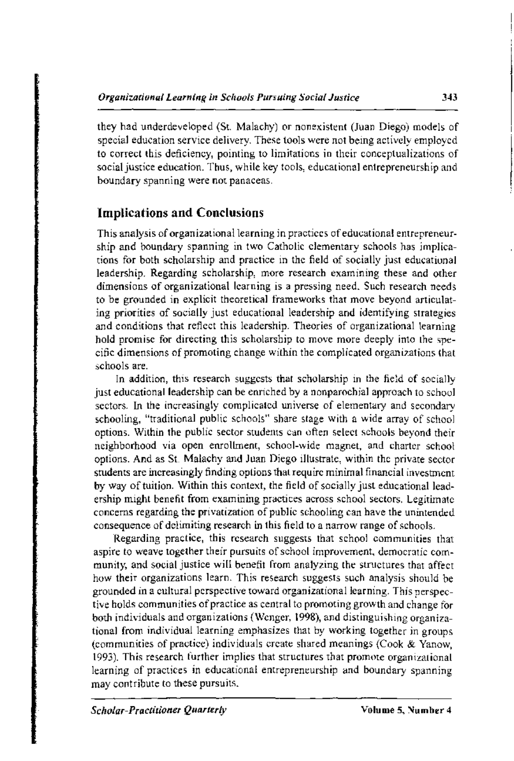they had underdeveloped (St. Malachy) or nonexistent (Juan Diego) models of special education service delivery. These tools were not being actively employed to correct this deficiency, pointing to limitations in their conceptualizations of social justice education. Thus, while key tools, educational entrepreneurship and boundary spanning were not panaceas.

## Implications and Conclusions

This analysis of organizational learning in practices of educational entrepreneurship and boundary spanning in two Catholic elementary schools has implications for both scholarship and practice in the field of socially just educational leadership. Regarding scholarship, more research examining these and other dimensions of organizational learning is a pressing need. Such research needs to be grounded in explicit theoretical frameworks that move beyond articulating priorities of socially just educational leadership and identifying strategies and conditions that reflect this leadership. Theories of organizational learning hold promise for directing this scholarship to move more deeply into the specific dimensions of promoting change within the complicated organizations that schools are.

In addition, this research suggests that scholarship in the field of socially just educational leadership can be enriched by a nonparochial approach to school sectors. In the increasingly complicated universe of elementary and secondary schooling, "traditional public schools" share stage with a wide array of school options. Within the public sector students can often select schools beyond their neighborhood via open enrollment, school-wide magnet, and charter school options. And as St. Malachy and Juan Diego illustrate, within the private sector students are increasingly finding options that require minimal financial investment by way of tuition. Within this context, the field of socially just educational leadership might benefit from examining practices across school sectors. Legitimate concerns regarding the privatization of public schooling can have the unintended consequence of delimiting research in this field to a narrow range of schools.

Regarding practice, this research suggests that school communities that aspire to weave together their pursuits of school improvement, democratic community, and social justice will benefit from analyzing the structures that affect how their organizations learn. This research suggests such analysis should be grounded in a cultural perspective toward organizational learning. This perspective holds communities of practice as central to promoting growth and change for both individuals and organizations (Wenger, 1998), and distinguishing organizational from individual learning emphasizes that by working together in groups (communities of practice) individuals create shared meanings (Cook & Yanow, 1993). This research further implies that structures that promote organizational learning of practices in educational entrepreneurship and boundary spanning may contribute to these pursuits.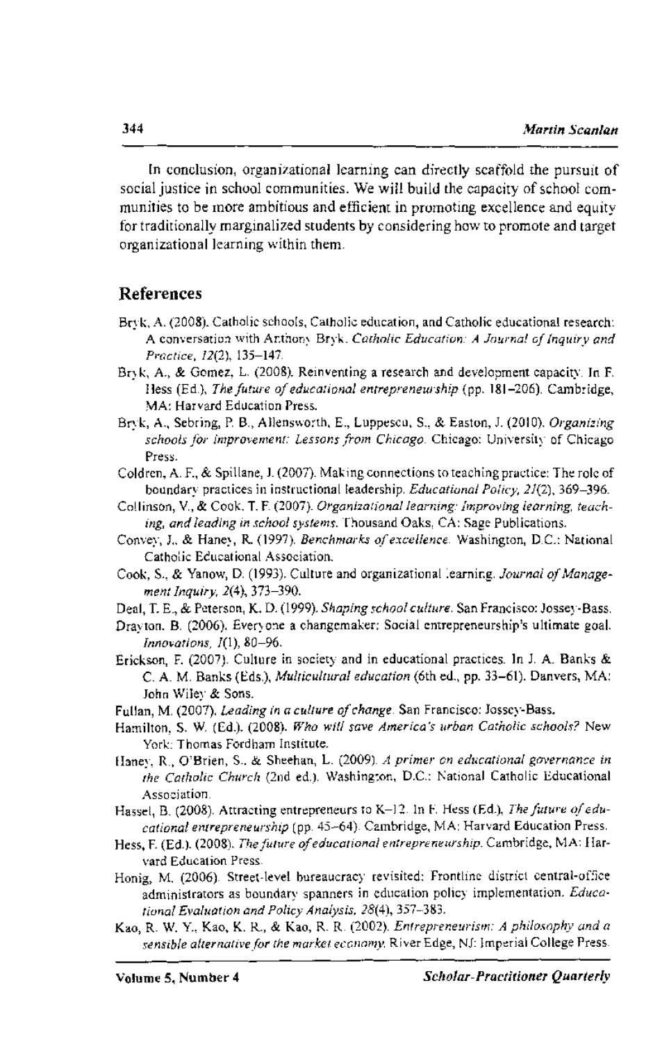In conclusion, organizational learning can directly scaffold the pursuit of social justice in school communities. We will build the capacity of school communities to be more ambitious and efficient in promoting excellence and equity for traditionally marginalized students by considering how to promote and target organizational learning within them.

## References

Bryk, A. (2008). Catholic schools, Catholic education, and Catholic educational research: A conversation with Anthony Bryk. *Catholic Education: A Journal of Inquiry and Practice, 12*(2), 135–147.

Bryk, A., & Gomez, L. (2008). Reinventing a research and development capacity. In F. Hess (Ed.), *The future of educational entrepreneurship* (pp. 181–206). Cambridge, MA: Harvard Education Press.

Bryk, A., Sebring, P. B., Allensworth, E., Luppescu, S., & Easton, J. (2010). *Organizing schools for improvement: Lessons from Chicago*. Chicago: University of Chicago Press.

Coldren, A. F., & Spillane, J. (2007). Making connections to teaching practice: The role of boundary practices in instructional leadership. *Educational Policy, 21*(2), 369–396.

Collinson, V., & Cook, T. F. (2007). *Organizational learning: Improving learning, teaching, and leading in school systems*. Thousand Oaks, CA: Sage Publications.

Convey, J., & Haney, R. (1997). *Benchmarks of excellence*. Washington, D.C.: National Catholic Educational Association.

Cook, S., & Yanow, D. (1993). Culture and organizational learning. *Journal of Management Inquiry, 2*(4), 373–390.

Deal, T. E., & Peterson, K. D. (1999). *Shaping school culture*. San Francisco: Jossey-Bass.

Drayton, B. (2006). Everyone a changemaker: Social entrepreneurship's ultimate goal. *Innovations, 1*(1), 80–96.

Erickson, F. (2007). Culture in society and in educational practices. In J. A. Banks & C. A. M. Banks (Eds.), *Multicultural education* (6th ed., pp. 33–61). Danvers, MA: John Wiley & Sons.

Fullan, M. (2007). *Leading in a culture of change*. San Francisco: Jossey-Bass.

Hamilton, S. W. (Ed.). (2008). *Who will save America's urban Catholic schools?* New York: Thomas Fordham Institute.

Haney, R., O'Brien, S., & Sheehan, L. (2009). *A primer on educational governance in the Catholic Church* (2nd ed.). Washington, D.C.: National Catholic Educational Association.

Hassel, B. (2008). Attracting entrepreneurs to K–12. In F. Hess (Ed.), *The future of educational entrepreneurship* (pp. 45–64). Cambridge, MA: Harvard Education Press.

Hess, F. (Ed.). (2008). *The future of educational entrepreneurship*. Cambridge, MA: Harvard Education Press.

Honig, M. (2006). Street-level bureaucracy revisited: Frontline district central-office administrators as boundary spanners in education policy implementation. *Educational Evaluation and Policy Analysis, 28*(4), 357–383.

Kao, R. W. Y., Kao, K. R., & Kao, R. R. (2002). *Entrepreneurism: A philosophy and a sensible alternative for the market economy*. River Edge, NJ: Imperial College Press.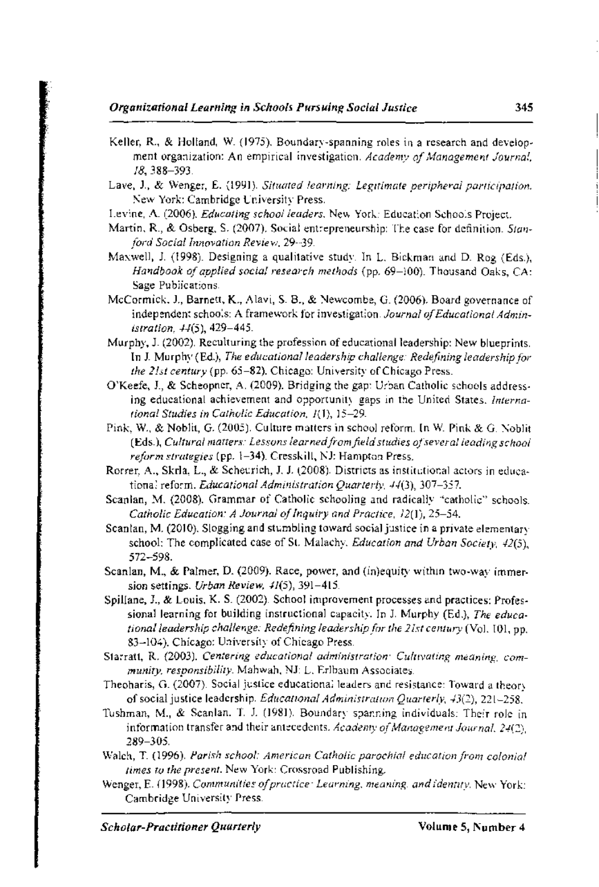Keller, R., & Holland, W. (1975). Boundary-spanning roles in a research and development organization: An empirical investigation. *Academy of Management Journal, 18*, 388–393.

Lave, J., & Wenger, E. (1991). *Situated learning: Legitimate peripheral participation*. New York: Cambridge University Press.

Levine, A. (2006). *Educating school leaders*. New York: Education Schools Project.

Martin, R., & Osberg, S. (2007). Social entrepreneurship: The case for definition. *Stanford Social Innovation Review*, 29–39.

Maxwell, J. (1998). Designing a qualitative study. In L. Bickman and D. Rog (Eds.), *Handbook of applied social research methods* (pp. 69–100). Thousand Oaks, CA: Sage Publications.

McCormick, J., Barnett, K., Alavi, S. B., & Newcombe, G. (2006). Board governance of independent schools: A framework for investigation. *Journal of Educational Administration, 44*(5), 429–445.

Murphy, J. (2002). Reculturing the profession of educational leadership: New blueprints. In J. Murphy (Ed.), *The educational leadership challenge: Redefining leadership for the 21st century* (pp. 65–82). Chicago: University of Chicago Press.

O'Keefe, J., & Scheopner, A. (2009). Bridging the gap: Urban Catholic schools addressing educational achievement and opportunity gaps in the United States. *International Studies in Catholic Education, 1*(1), 15–29.

Pink, W., & Noblit, G. (2005). Culture matters in school reform. In W. Pink & G. Noblit (Eds.), *Cultural matters: Lessons learned from field studies of several leading school reform strategies* (pp. 1–34). Cresskill, NJ: Hampton Press.

Rorrer, A., Skrla, L., & Scheurich, J. J. (2008). Districts as institutional actors in educational reform. *Educational Administration Quarterly, 44*(3), 307–357.

Scanlan, M. (2008). Grammar of Catholic schooling and radically "catholic" schools. *Catholic Education: A Journal of Inquiry and Practice, 12*(1), 25–54.

Scanlan, M. (2010). Slogging and stumbling toward social justice in a private elementary school: The complicated case of St. Malachy. *Education and Urban Society, 42*(5), 572–598.

Scanlan, M., & Palmer, D. (2009). Race, power, and (in)equity within two-way immersion settings. *Urban Review, 41*(5), 391–415.

Spillane, J., & Louis, K. S. (2002). School improvement processes and practices: Professional learning for building instructional capacity. In J. Murphy (Ed.), *The educational leadership challenge: Redefining leadership for the 21st century* (Vol. 101, pp. 83–104). Chicago: University of Chicago Press.

Starratt, R. (2003). *Centering educational administration: Cultivating meaning, community, responsibility*. Mahwah, NJ: L. Erlbaum Associates.

Theoharis, G. (2007). Social justice educational leaders and resistance: Toward a theory of social justice leadership. *Educational Administration Quarterly, 43*(2), 221–258.

Tushman, M., & Scanlan, T. J. (1981). Boundary spanning individuals: Their role in information transfer and their antecedents. *Academy of Management Journal, 24*(2), 289–305.

Walch, T. (1996). *Parish school: American Catholic parochial education from colonial times to the present*. New York: Crossroad Publishing.

Wenger, E. (1998). *Communities of practice: Learning, meaning, and identity*. New York: Cambridge University Press.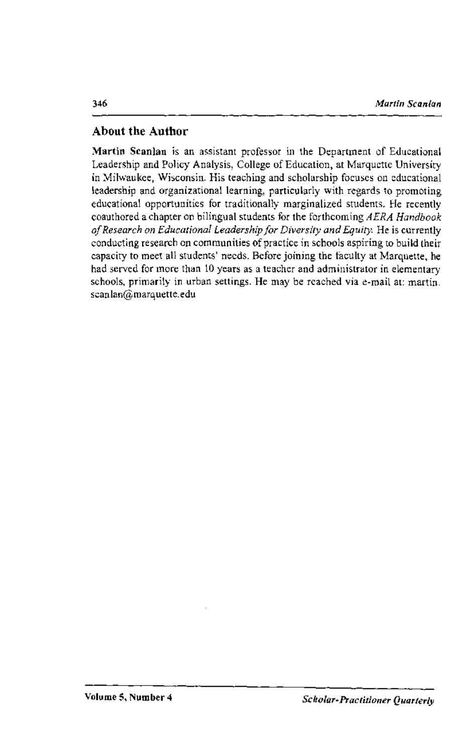## About the Author

**Martin Scanlan** is an assistant professor in the Department of Educational Leadership and Policy Analysis, College of Education, at Marquette University in Milwaukee, Wisconsin. His teaching and scholarship focuses on educational leadership and organizational learning, particularly with regards to promoting educational opportunities for traditionally marginalized students. He recently coauthored a chapter on bilingual students for the forthcoming *AERA Handbook of Research on Educational Leadership for Diversity and Equity.* He is currently conducting research on communities of practice in schools aspiring to build their capacity to meet all students' needs. Before joining the faculty at Marquette, he had served for more than 10 years as a teacher and administrator in elementary schools, primarily in urban settings. He may be reached via e-mail at: martin.scanlan@marquette.edu